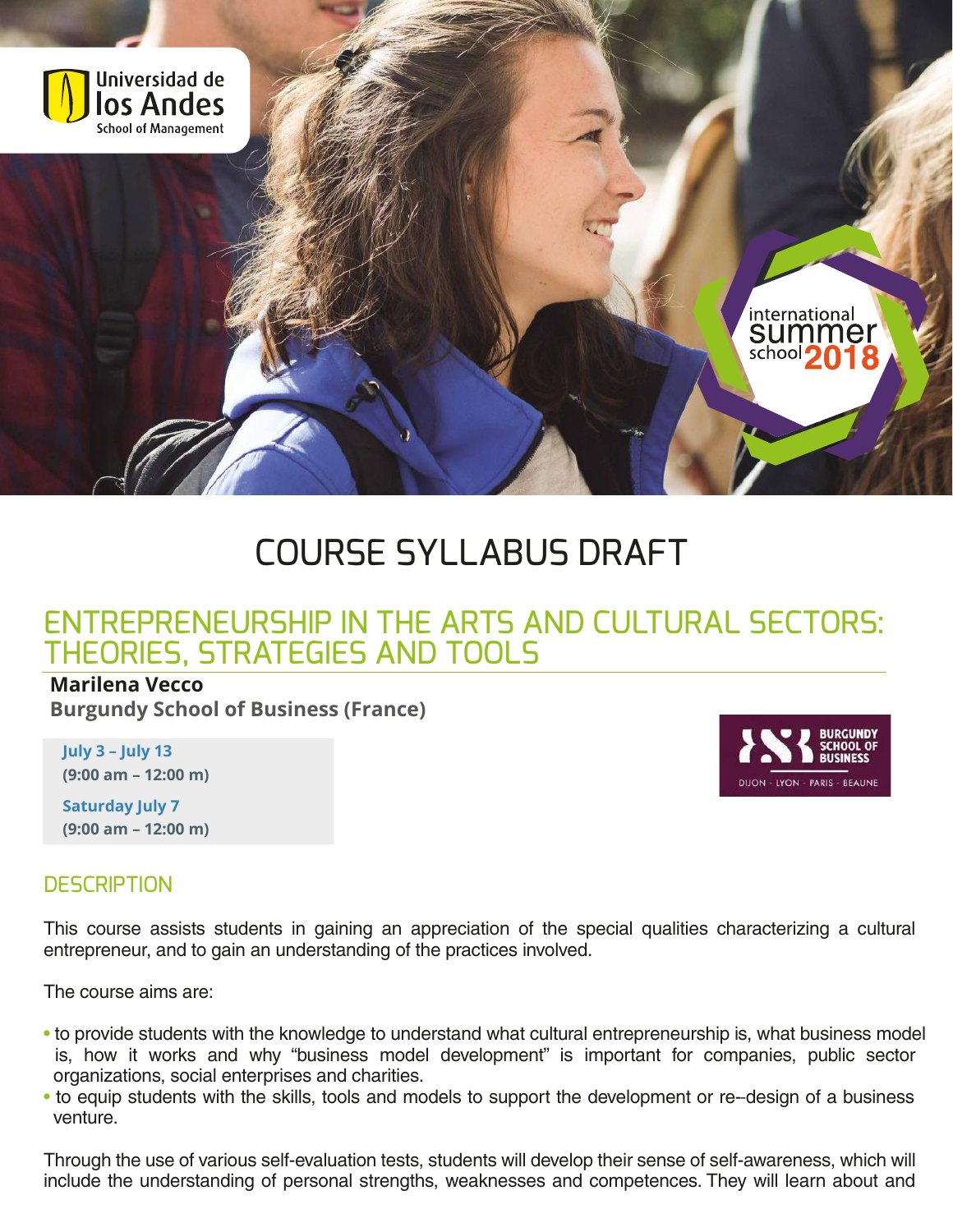Universidad de los Andes
School of Management

international summer school 2018

# COURSE SYLLABUS DRAFT

## ENTREPRENEURSHIP IN THE ARTS AND CULTURAL SECTORS: THEORIES, STRATEGIES AND TOOLS

**Marilena Vecco**

**Burgundy School of Business (France)**

**July 3 – July 13**
**(9:00 am – 12:00 m)**

**Saturday July 7**
**(9:00 am – 12:00 m)**

BURGUNDY SCHOOL OF BUSINESS
DIJON - LYON - PARIS - BEAUNE

## DESCRIPTION

This course assists students in gaining an appreciation of the special qualities characterizing a cultural entrepreneur, and to gain an understanding of the practices involved.

The course aims are:

- to provide students with the knowledge to understand what cultural entrepreneurship is, what business model is, how it works and why "business model development" is important for companies, public sector organizations, social enterprises and charities.
- to equip students with the skills, tools and models to support the development or re--design of a business venture.

Through the use of various self-evaluation tests, students will develop their sense of self-awareness, which will include the understanding of personal strengths, weaknesses and competences. They will learn about and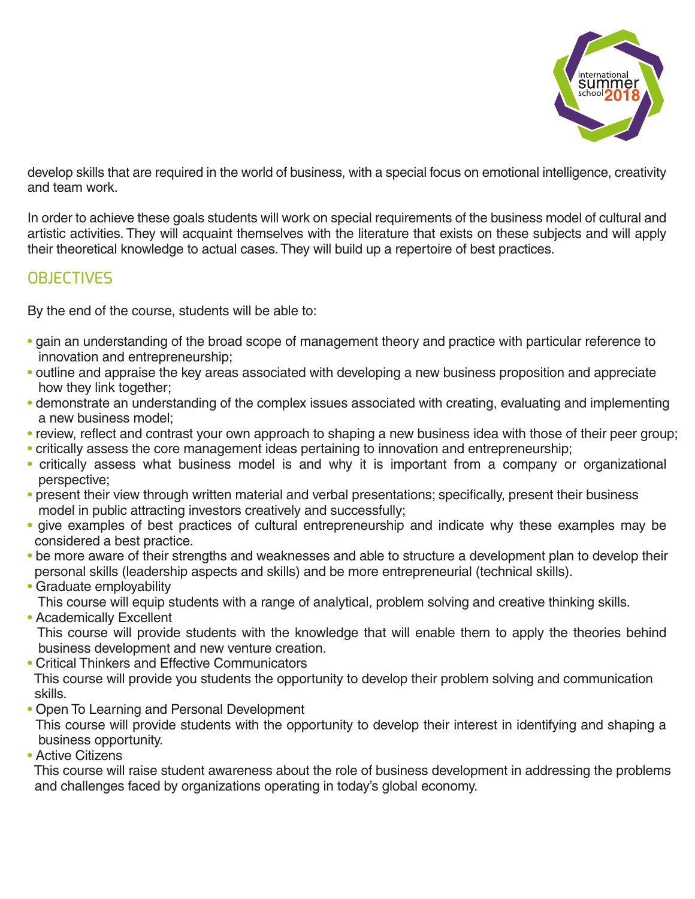develop skills that are required in the world of business, with a special focus on emotional intelligence, creativity and team work.

In order to achieve these goals students will work on special requirements of the business model of cultural and artistic activities. They will acquaint themselves with the literature that exists on these subjects and will apply their theoretical knowledge to actual cases. They will build up a repertoire of best practices.

## OBJECTIVES

By the end of the course, students will be able to:

- gain an understanding of the broad scope of management theory and practice with particular reference to innovation and entrepreneurship;
- outline and appraise the key areas associated with developing a new business proposition and appreciate how they link together;
- demonstrate an understanding of the complex issues associated with creating, evaluating and implementing a new business model;
- review, reflect and contrast your own approach to shaping a new business idea with those of their peer group;
- critically assess the core management ideas pertaining to innovation and entrepreneurship;
- critically assess what business model is and why it is important from a company or organizational perspective;
- present their view through written material and verbal presentations; specifically, present their business model in public attracting investors creatively and successfully;
- give examples of best practices of cultural entrepreneurship and indicate why these examples may be considered a best practice.
- be more aware of their strengths and weaknesses and able to structure a development plan to develop their personal skills (leadership aspects and skills) and be more entrepreneurial (technical skills).
- Graduate employability
  This course will equip students with a range of analytical, problem solving and creative thinking skills.
- Academically Excellent
  This course will provide students with the knowledge that will enable them to apply the theories behind business development and new venture creation.
- Critical Thinkers and Effective Communicators
  This course will provide you students the opportunity to develop their problem solving and communication skills.
- Open To Learning and Personal Development
  This course will provide students with the opportunity to develop their interest in identifying and shaping a business opportunity.
- Active Citizens
  This course will raise student awareness about the role of business development in addressing the problems and challenges faced by organizations operating in today's global economy.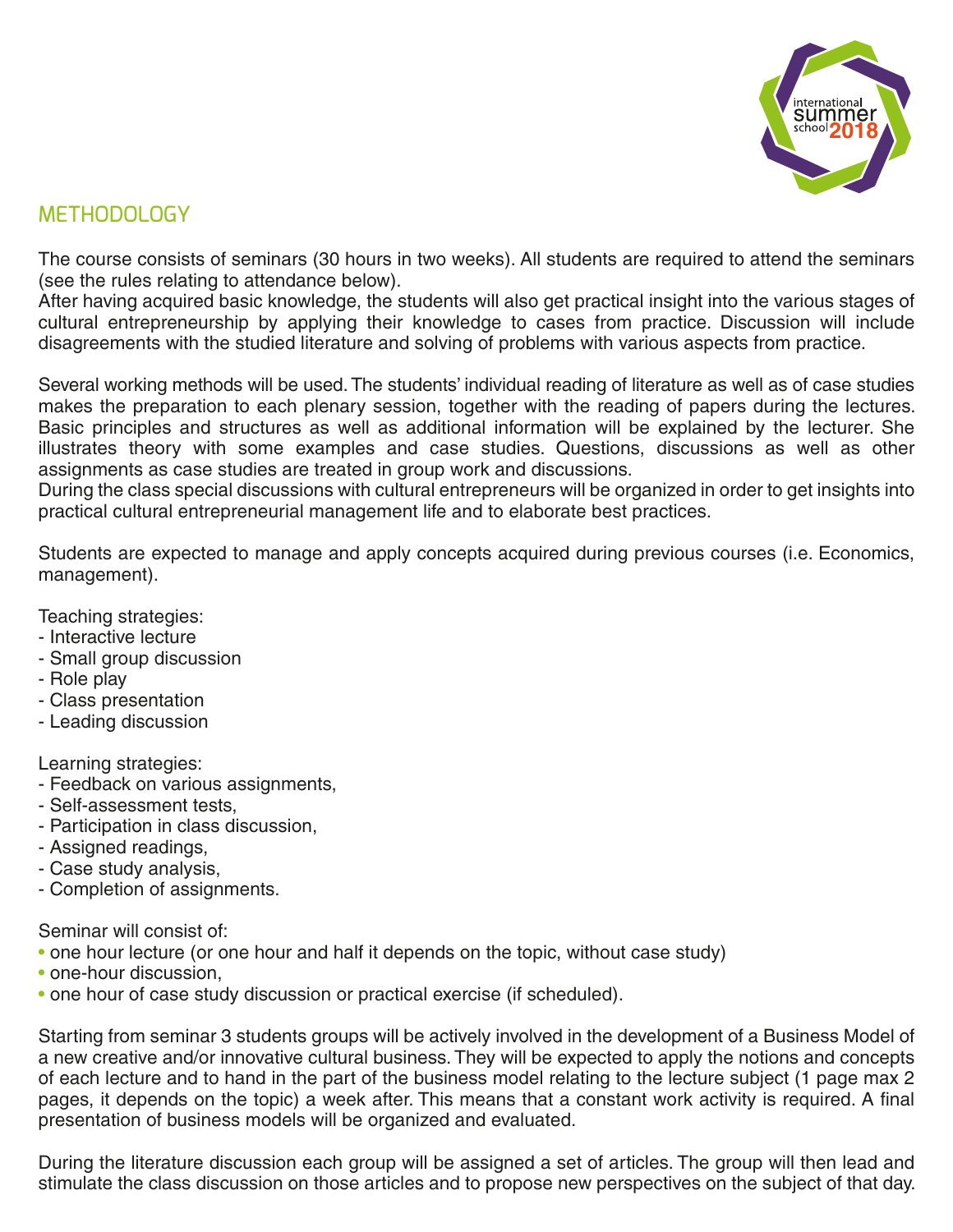## METHODOLOGY

The course consists of seminars (30 hours in two weeks). All students are required to attend the seminars (see the rules relating to attendance below).
After having acquired basic knowledge, the students will also get practical insight into the various stages of cultural entrepreneurship by applying their knowledge to cases from practice. Discussion will include disagreements with the studied literature and solving of problems with various aspects from practice.

Several working methods will be used. The students' individual reading of literature as well as of case studies makes the preparation to each plenary session, together with the reading of papers during the lectures. Basic principles and structures as well as additional information will be explained by the lecturer. She illustrates theory with some examples and case studies. Questions, discussions as well as other assignments as case studies are treated in group work and discussions.
During the class special discussions with cultural entrepreneurs will be organized in order to get insights into practical cultural entrepreneurial management life and to elaborate best practices.

Students are expected to manage and apply concepts acquired during previous courses (i.e. Economics, management).

Teaching strategies:
- Interactive lecture
- Small group discussion
- Role play
- Class presentation
- Leading discussion

Learning strategies:
- Feedback on various assignments,
- Self-assessment tests,
- Participation in class discussion,
- Assigned readings,
- Case study analysis,
- Completion of assignments.

Seminar will consist of:
- one hour lecture (or one hour and half it depends on the topic, without case study)
- one-hour discussion,
- one hour of case study discussion or practical exercise (if scheduled).

Starting from seminar 3 students groups will be actively involved in the development of a Business Model of a new creative and/or innovative cultural business. They will be expected to apply the notions and concepts of each lecture and to hand in the part of the business model relating to the lecture subject (1 page max 2 pages, it depends on the topic) a week after. This means that a constant work activity is required. A final presentation of business models will be organized and evaluated.

During the literature discussion each group will be assigned a set of articles. The group will then lead and stimulate the class discussion on those articles and to propose new perspectives on the subject of that day.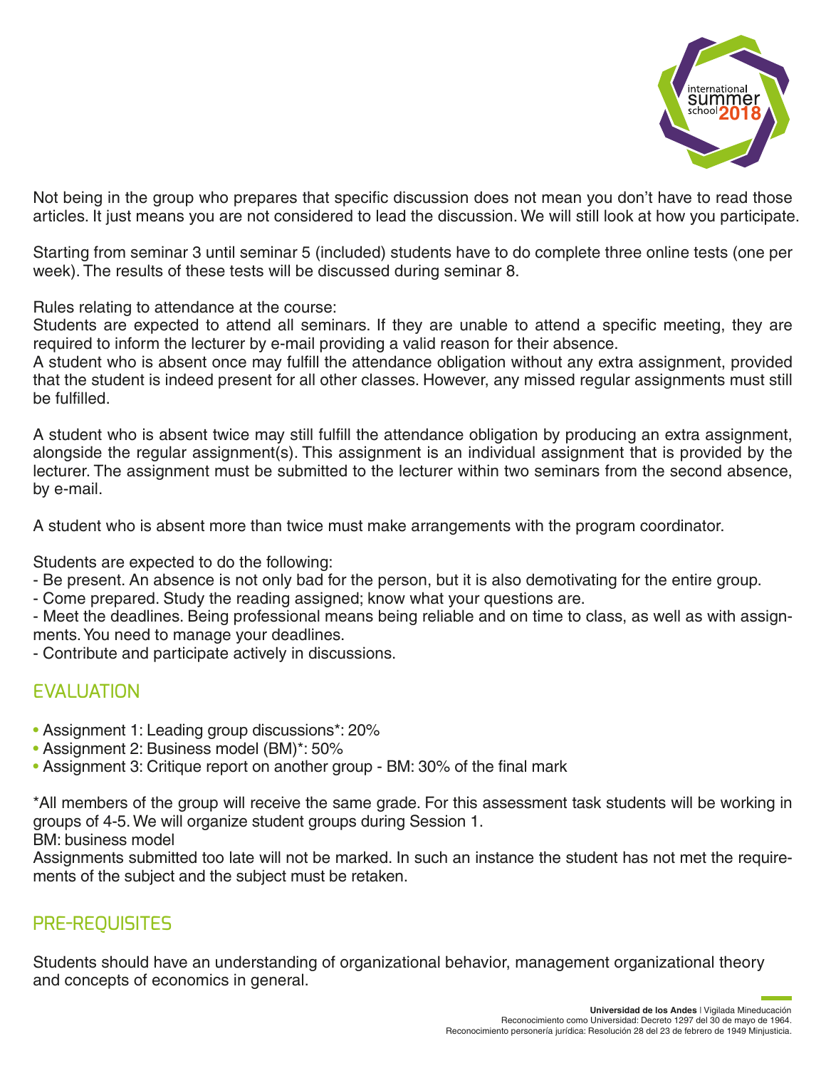Not being in the group who prepares that specific discussion does not mean you don't have to read those articles. It just means you are not considered to lead the discussion. We will still look at how you participate.

Starting from seminar 3 until seminar 5 (included) students have to do complete three online tests (one per week). The results of these tests will be discussed during seminar 8.

Rules relating to attendance at the course:
Students are expected to attend all seminars. If they are unable to attend a specific meeting, they are required to inform the lecturer by e-mail providing a valid reason for their absence.
A student who is absent once may fulfill the attendance obligation without any extra assignment, provided that the student is indeed present for all other classes. However, any missed regular assignments must still be fulfilled.

A student who is absent twice may still fulfill the attendance obligation by producing an extra assignment, alongside the regular assignment(s). This assignment is an individual assignment that is provided by the lecturer. The assignment must be submitted to the lecturer within two seminars from the second absence, by e-mail.

A student who is absent more than twice must make arrangements with the program coordinator.

Students are expected to do the following:
- Be present. An absence is not only bad for the person, but it is also demotivating for the entire group.
- Come prepared. Study the reading assigned; know what your questions are.
- Meet the deadlines. Being professional means being reliable and on time to class, as well as with assignments. You need to manage your deadlines.
- Contribute and participate actively in discussions.

## EVALUATION

- Assignment 1: Leading group discussions*: 20%
- Assignment 2: Business model (BM)*: 50%
- Assignment 3: Critique report on another group - BM: 30% of the final mark

*All members of the group will receive the same grade. For this assessment task students will be working in groups of 4-5. We will organize student groups during Session 1.
BM: business model
Assignments submitted too late will not be marked. In such an instance the student has not met the requirements of the subject and the subject must be retaken.

## PRE-REQUISITES

Students should have an understanding of organizational behavior, management organizational theory and concepts of economics in general.